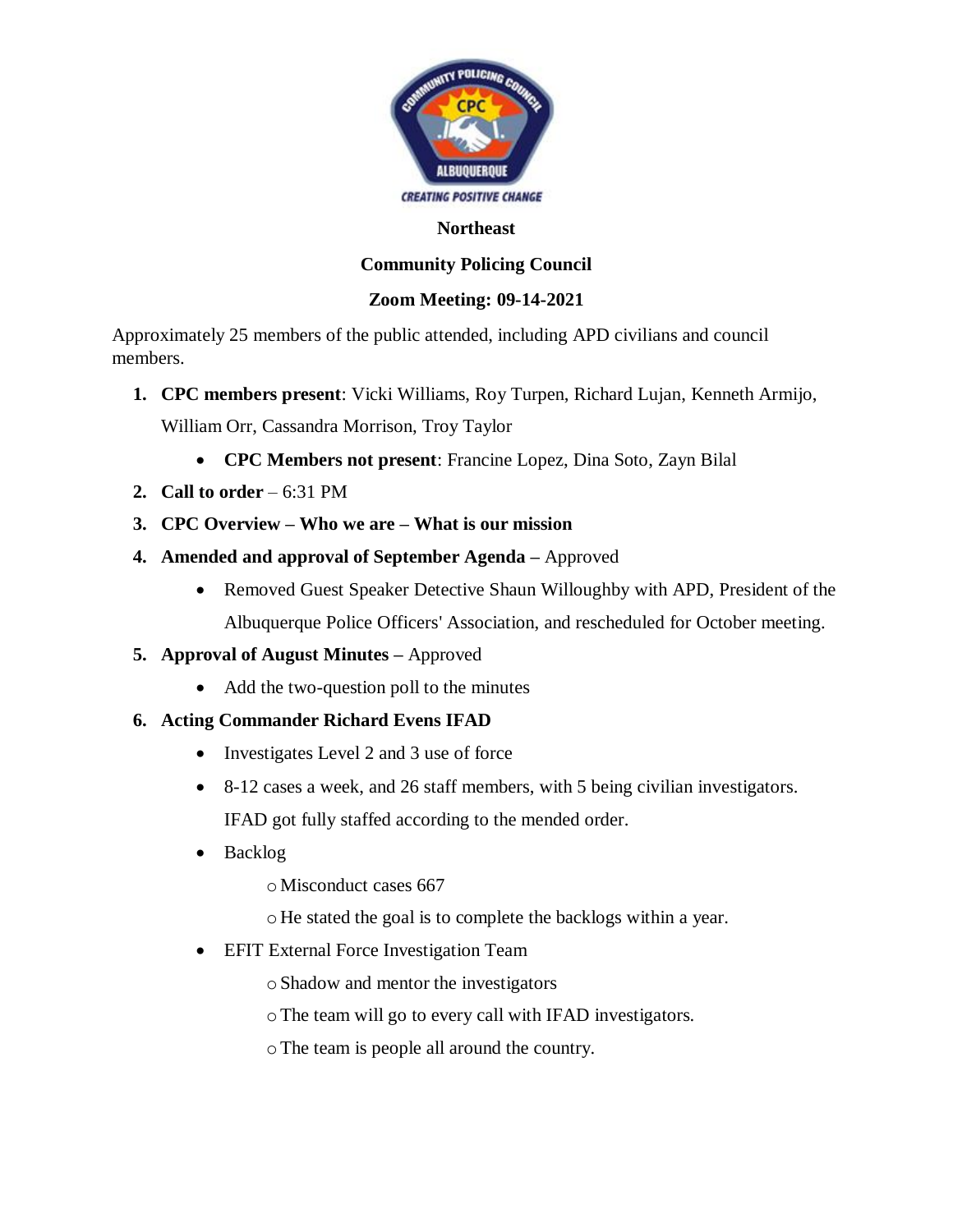**Northeast**

**Community Policing Council**

**Zoom Meeting: 09-14-2021**

Approximately 25 members of the public attended, including APD civilians and council members.

1. **CPC members present**: Vicki Williams, Roy Turpen, Richard Lujan, Kenneth Armijo, William Orr, Cassandra Morrison, Troy Taylor
   - **CPC Members not present**: Francine Lopez, Dina Soto, Zayn Bilal
2. **Call to order** – 6:31 PM
3. **CPC Overview – Who we are – What is our mission**
4. **Amended and approval of September Agenda –** Approved
   - Removed Guest Speaker Detective Shaun Willoughby with APD, President of the Albuquerque Police Officers' Association, and rescheduled for October meeting.
5. **Approval of August Minutes –** Approved
   - Add the two-question poll to the minutes
6. **Acting Commander Richard Evens IFAD**
   - Investigates Level 2 and 3 use of force
   - 8-12 cases a week, and 26 staff members, with 5 being civilian investigators. IFAD got fully staffed according to the mended order.
   - Backlog
     - Misconduct cases 667
     - He stated the goal is to complete the backlogs within a year.
   - EFIT External Force Investigation Team
     - Shadow and mentor the investigators
     - The team will go to every call with IFAD investigators.
     - The team is people all around the country.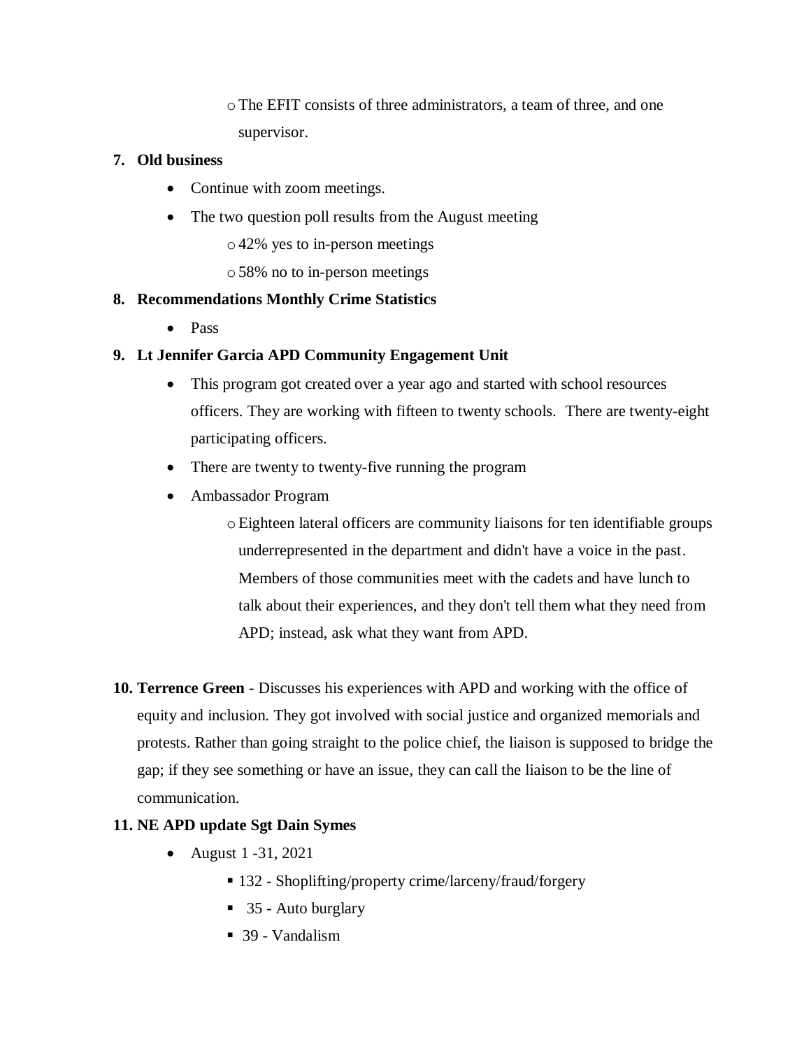- The EFIT consists of three administrators, a team of three, and one supervisor.

7. **Old business**
    - Continue with zoom meetings.
    - The two question poll results from the August meeting
        - 42% yes to in-person meetings
        - 58% no to in-person meetings

8. **Recommendations Monthly Crime Statistics**
    - Pass

9. **Lt Jennifer Garcia APD Community Engagement Unit**
    - This program got created over a year ago and started with school resources officers. They are working with fifteen to twenty schools. There are twenty-eight participating officers.
    - There are twenty to twenty-five running the program
    - Ambassador Program
        - Eighteen lateral officers are community liaisons for ten identifiable groups underrepresented in the department and didn't have a voice in the past. Members of those communities meet with the cadets and have lunch to talk about their experiences, and they don't tell them what they need from APD; instead, ask what they want from APD.

10. **Terrence Green -** Discusses his experiences with APD and working with the office of equity and inclusion. They got involved with social justice and organized memorials and protests. Rather than going straight to the police chief, the liaison is supposed to bridge the gap; if they see something or have an issue, they can call the liaison to be the line of communication.

11. **NE APD update Sgt Dain Symes**
    - August 1 -31, 2021
        - 132 - Shoplifting/property crime/larceny/fraud/forgery
        - 35 - Auto burglary
        - 39 - Vandalism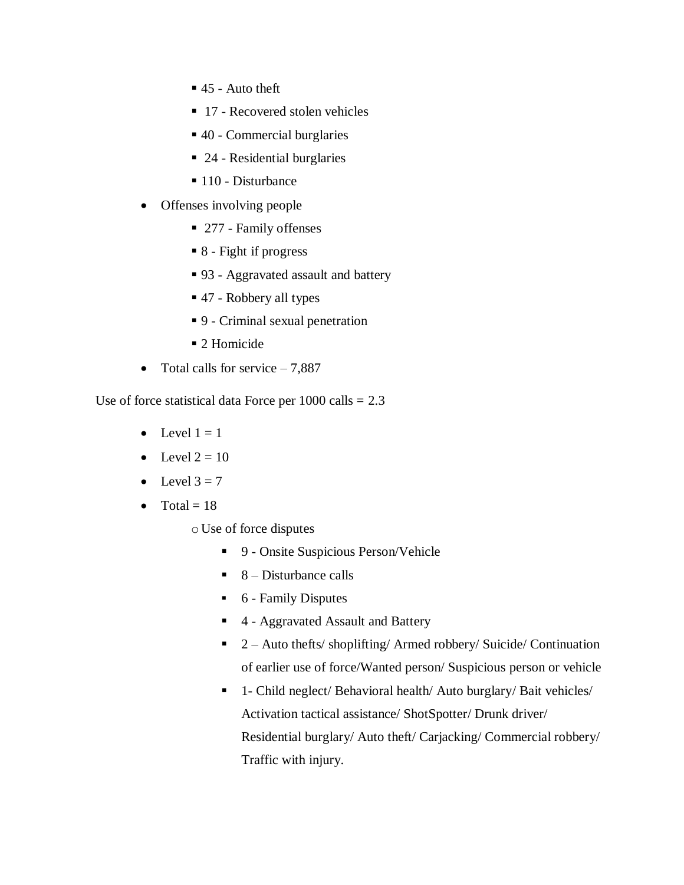- 45 - Auto theft
        - 17 - Recovered stolen vehicles
        - 40 - Commercial burglaries
        - 24 - Residential burglaries
        - 110 - Disturbance
- Offenses involving people
    - 277 - Family offenses
    - 8 - Fight if progress
    - 93 - Aggravated assault and battery
    - 47 - Robbery all types
    - 9 - Criminal sexual penetration
    - 2 Homicide
- Total calls for service – 7,887

Use of force statistical data Force per 1000 calls = 2.3

- Level 1 = 1
- Level 2 = 10
- Level 3 = 7
- Total = 18
    - Use of force disputes
        - 9 - Onsite Suspicious Person/Vehicle
        - 8 – Disturbance calls
        - 6 - Family Disputes
        - 4 - Aggravated Assault and Battery
        - 2 – Auto thefts/ shoplifting/ Armed robbery/ Suicide/ Continuation of earlier use of force/Wanted person/ Suspicious person or vehicle
        - 1- Child neglect/ Behavioral health/ Auto burglary/ Bait vehicles/ Activation tactical assistance/ ShotSpotter/ Drunk driver/ Residential burglary/ Auto theft/ Carjacking/ Commercial robbery/ Traffic with injury.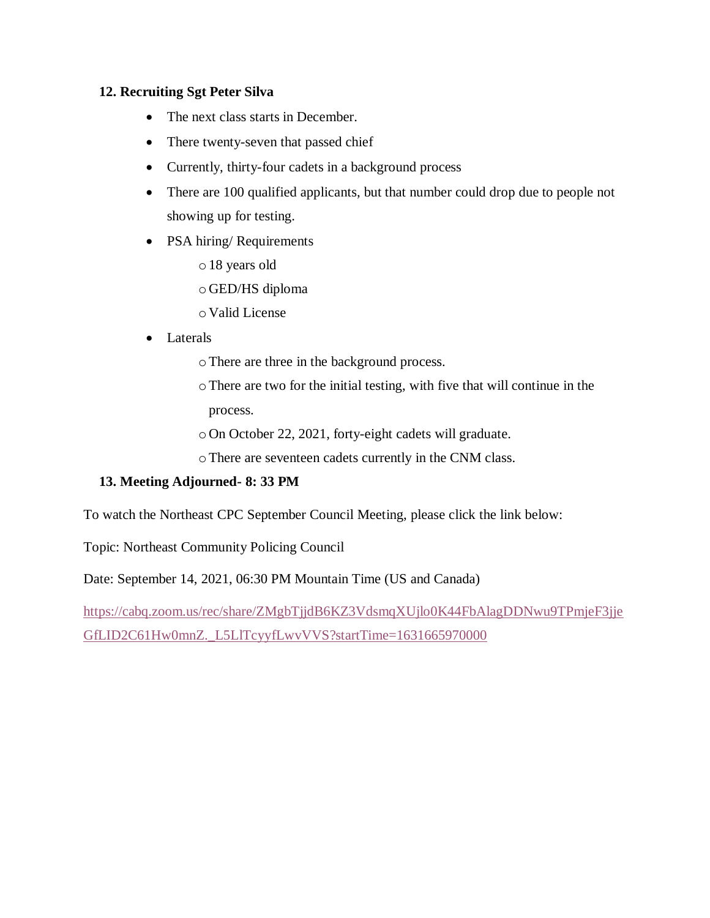**12. Recruiting Sgt Peter Silva**

- The next class starts in December.
- There twenty-seven that passed chief
- Currently, thirty-four cadets in a background process
- There are 100 qualified applicants, but that number could drop due to people not showing up for testing.
- PSA hiring/ Requirements
  - 18 years old
  - GED/HS diploma
  - Valid License
- Laterals
  - There are three in the background process.
  - There are two for the initial testing, with five that will continue in the process.
  - On October 22, 2021, forty-eight cadets will graduate.
  - There are seventeen cadets currently in the CNM class.

**13. Meeting Adjourned- 8: 33 PM**

To watch the Northeast CPC September Council Meeting, please click the link below:

Topic: Northeast Community Policing Council

Date: September 14, 2021, 06:30 PM Mountain Time (US and Canada)

https://cabq.zoom.us/rec/share/ZMgbTjjdB6KZ3VdsmqXUjlo0K44FbAlagDDNwu9TPmjeF3jjeGfLID2C61Hw0mnZ._L5LlTcyyfLwvVVS?startTime=1631665970000